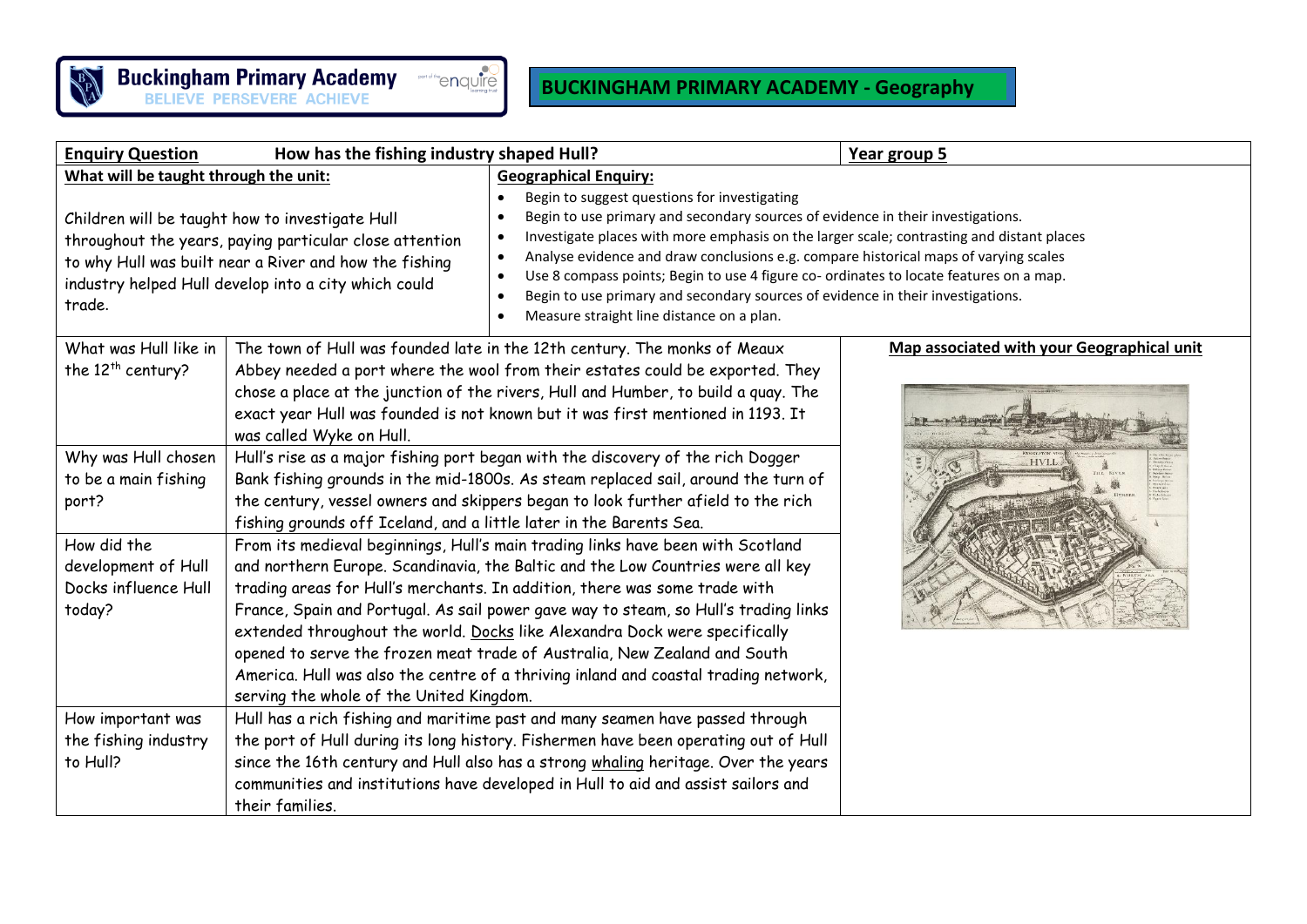Buckingham Primary Academy
BELIEVE PERSEVERE ACHIEVE

# BUCKINGHAM PRIMARY ACADEMY - Geography

| **Enquiry Question** | How has the fishing industry shaped Hull? | **Year group 5** |
|---|---|---|
| **What will be taught through the unit:** Children will be taught how to investigate Hull throughout the years, paying particular close attention to why Hull was built near a River and how the fishing industry helped Hull develop into a city which could trade. | **Geographical Enquiry:** <br>• Begin to suggest questions for investigating<br>• Begin to use primary and secondary sources of evidence in their investigations.<br>• Investigate places with more emphasis on the larger scale; contrasting and distant places<br>• Analyse evidence and draw conclusions e.g. compare historical maps of varying scales<br>• Use 8 compass points; Begin to use 4 figure co- ordinates to locate features on a map.<br>• Begin to use primary and secondary sources of evidence in their investigations.<br>• Measure straight line distance on a plan. | |

| Question | Answer | **Map associated with your Geographical unit** |
|---|---|---|
| What was Hull like in the 12th century? | The town of Hull was founded late in the 12th century. The monks of Meaux Abbey needed a port where the wool from their estates could be exported. They chose a place at the junction of the rivers, Hull and Humber, to build a quay. The exact year Hull was founded is not known but it was first mentioned in 1193. It was called Wyke on Hull. | |
| Why was Hull chosen to be a main fishing port? | Hull's rise as a major fishing port began with the discovery of the rich Dogger Bank fishing grounds in the mid-1800s. As steam replaced sail, around the turn of the century, vessel owners and skippers began to look further afield to the rich fishing grounds off Iceland, and a little later in the Barents Sea. | |
| How did the development of Hull Docks influence Hull today? | From its medieval beginnings, Hull's main trading links have been with Scotland and northern Europe. Scandinavia, the Baltic and the Low Countries were all key trading areas for Hull's merchants. In addition, there was some trade with France, Spain and Portugal. As sail power gave way to steam, so Hull's trading links extended throughout the world. Docks like Alexandra Dock were specifically opened to serve the frozen meat trade of Australia, New Zealand and South America. Hull was also the centre of a thriving inland and coastal trading network, serving the whole of the United Kingdom. | |
| How important was the fishing industry to Hull? | Hull has a rich fishing and maritime past and many seamen have passed through the port of Hull during its long history. Fishermen have been operating out of Hull since the 16th century and Hull also has a strong whaling heritage. Over the years communities and institutions have developed in Hull to aid and assist sailors and their families. | |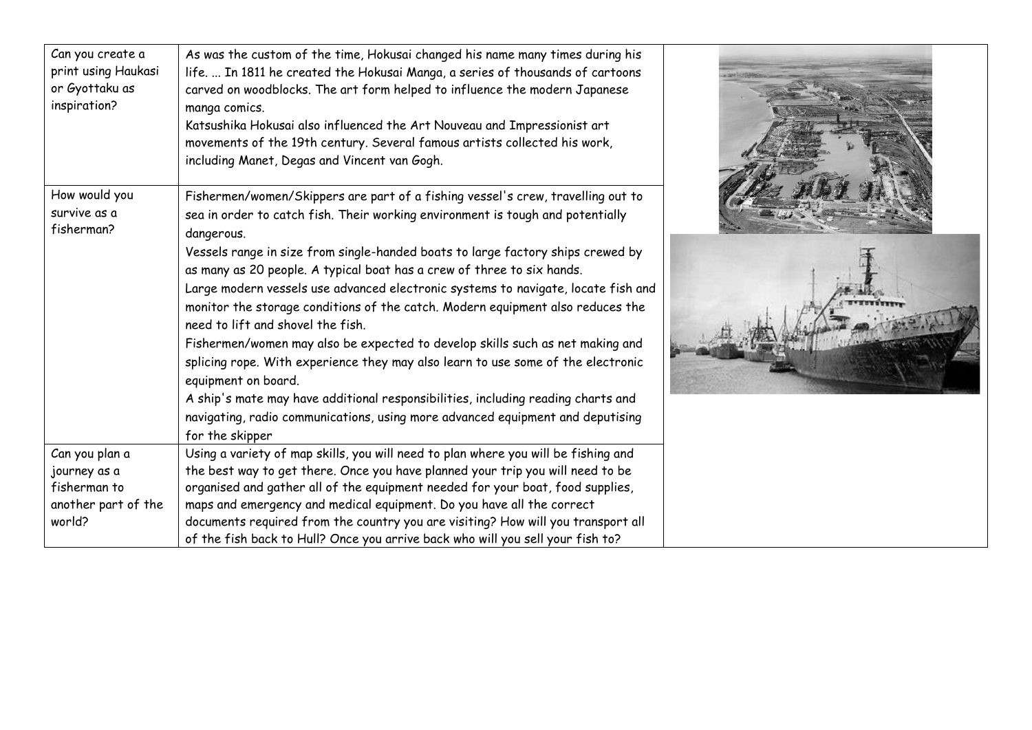| | | |
|---|---|---|
| Can you create a print using Haukasi or Gyottaku as inspiration? | As was the custom of the time, Hokusai changed his name many times during his life. ... In 1811 he created the Hokusai Manga, a series of thousands of cartoons carved on woodblocks. The art form helped to influence the modern Japanese manga comics.<br>Katsushika Hokusai also influenced the Art Nouveau and Impressionist art movements of the 19th century. Several famous artists collected his work, including Manet, Degas and Vincent van Gogh. | |
| How would you survive as a fisherman? | Fishermen/women/Skippers are part of a fishing vessel's crew, travelling out to sea in order to catch fish. Their working environment is tough and potentially dangerous.<br>Vessels range in size from single-handed boats to large factory ships crewed by as many as 20 people. A typical boat has a crew of three to six hands.<br>Large modern vessels use advanced electronic systems to navigate, locate fish and monitor the storage conditions of the catch. Modern equipment also reduces the need to lift and shovel the fish.<br>Fishermen/women may also be expected to develop skills such as net making and splicing rope. With experience they may also learn to use some of the electronic equipment on board.<br>A ship's mate may have additional responsibilities, including reading charts and navigating, radio communications, using more advanced equipment and deputising for the skipper | |
| Can you plan a journey as a fisherman to another part of the world? | Using a variety of map skills, you will need to plan where you will be fishing and the best way to get there. Once you have planned your trip you will need to be organised and gather all of the equipment needed for your boat, food supplies, maps and emergency and medical equipment. Do you have all the correct documents required from the country you are visiting? How will you transport all of the fish back to Hull? Once you arrive back who will you sell your fish to? | |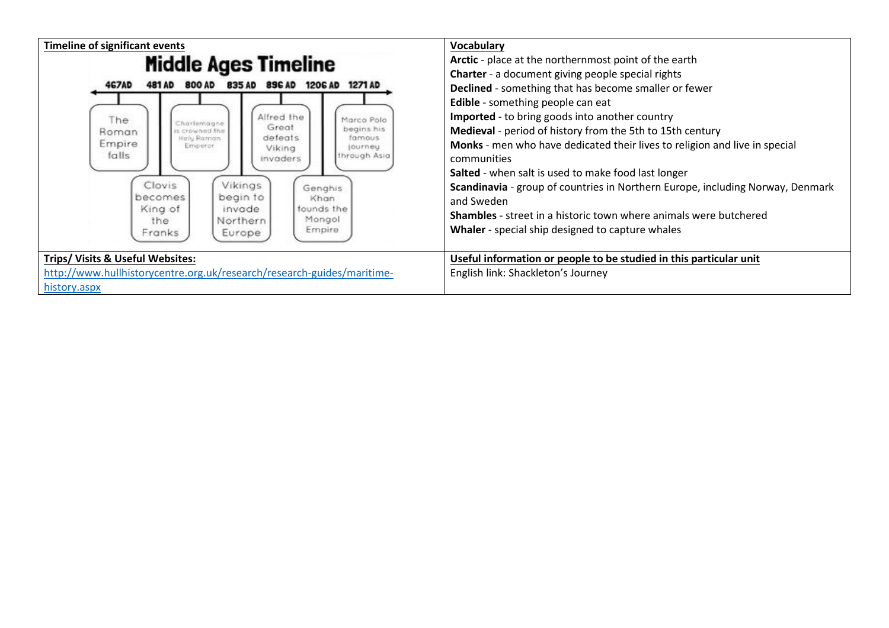**Timeline of significant events**

Middle Ages Timeline

467AD
481 AD
800 AD
835 AD
896 AD
1206 AD
1271 AD

The Roman Empire falls
Clovis becomes King of the Franks
Charlemagne is crowned the Holy Roman Emperor
Vikings begin to invade Northern Europe
Alfred the Great defeats Viking invaders
Genghis Khan founds the Mongol Empire
Marco Polo begins his famous journey through Asia

**Vocabulary**

**Arctic** - place at the northernmost point of the earth
**Charter** - a document giving people special rights
**Declined** - something that has become smaller or fewer
**Edible** - something people can eat
**Imported** - to bring goods into another country
**Medieval** - period of history from the 5th to 15th century
**Monks** - men who have dedicated their lives to religion and live in special communities
**Salted** - when salt is used to make food last longer
**Scandinavia** - group of countries in Northern Europe, including Norway, Denmark and Sweden
**Shambles** - street in a historic town where animals were butchered
**Whaler** - special ship designed to capture whales

**Trips/ Visits & Useful Websites:**

http://www.hullhistorycentre.org.uk/research/research-guides/maritime-history.aspx

**Useful information or people to be studied in this particular unit**

English link: Shackleton's Journey